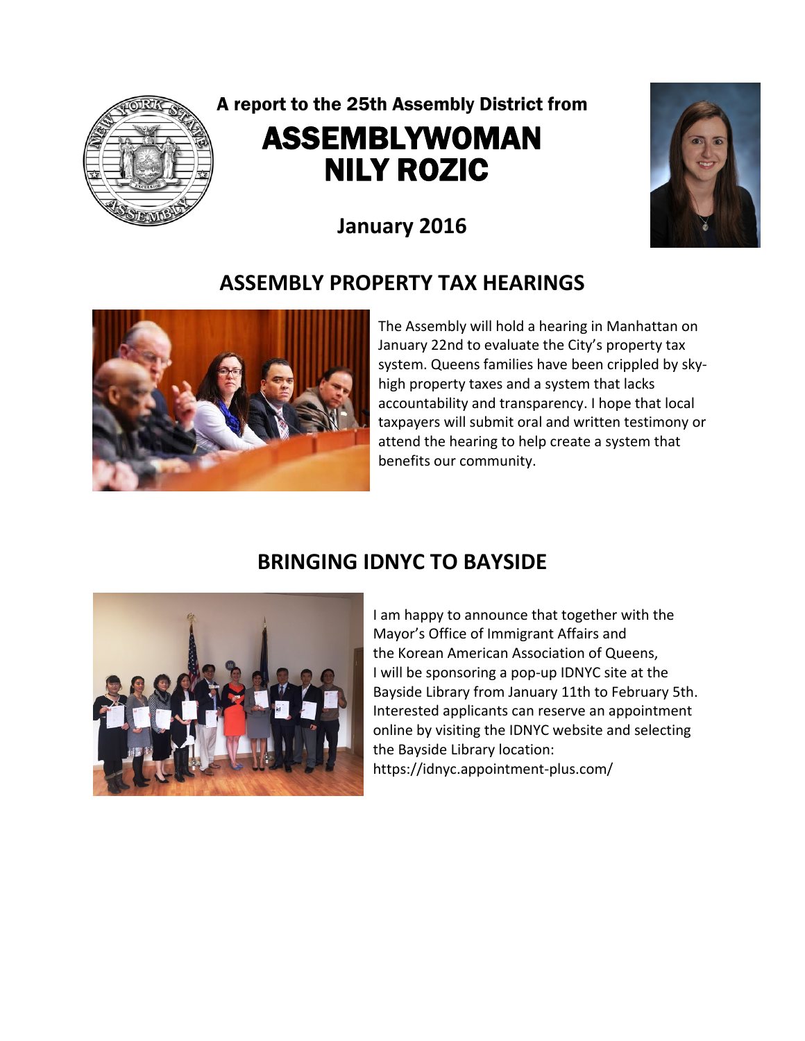A report to the 25th Assembly District from

# ASSEMBLYWOMAN NILY ROZIC

**January 2016**

## ASSEMBLY PROPERTY TAX HEARINGS

The Assembly will hold a hearing in Manhattan on January 22nd to evaluate the City's property tax system. Queens families have been crippled by sky-high property taxes and a system that lacks accountability and transparency. I hope that local taxpayers will submit oral and written testimony or attend the hearing to help create a system that benefits our community.

## BRINGING IDNYC TO BAYSIDE

I am happy to announce that together with the Mayor's Office of Immigrant Affairs and the Korean American Association of Queens, I will be sponsoring a pop-up IDNYC site at the Bayside Library from January 11th to February 5th. Interested applicants can reserve an appointment online by visiting the IDNYC website and selecting the Bayside Library location: https://idnyc.appointment-plus.com/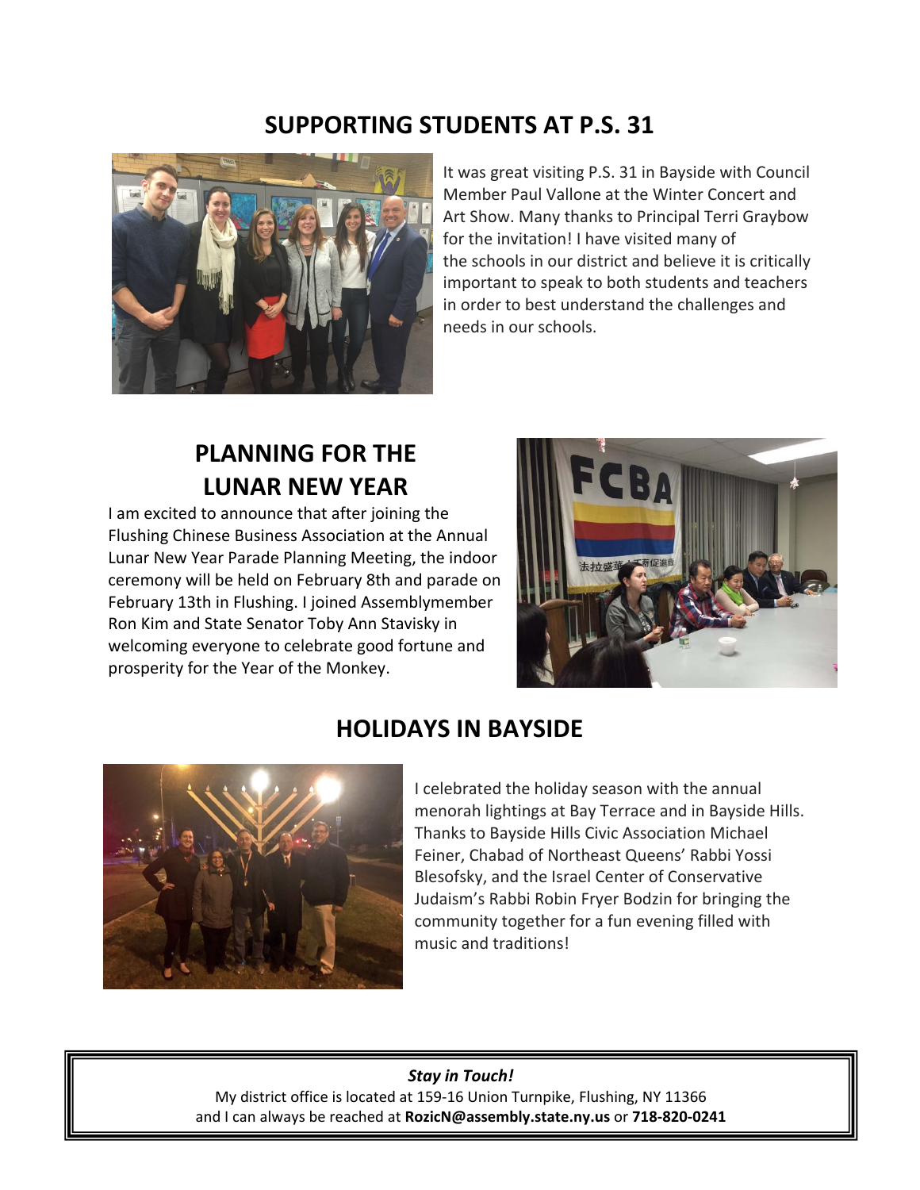## SUPPORTING STUDENTS AT P.S. 31

It was great visiting P.S. 31 in Bayside with Council Member Paul Vallone at the Winter Concert and Art Show. Many thanks to Principal Terri Graybow for the invitation! I have visited many of the schools in our district and believe it is critically important to speak to both students and teachers in order to best understand the challenges and needs in our schools.

## PLANNING FOR THE LUNAR NEW YEAR

I am excited to announce that after joining the Flushing Chinese Business Association at the Annual Lunar New Year Parade Planning Meeting, the indoor ceremony will be held on February 8th and parade on February 13th in Flushing. I joined Assemblymember Ron Kim and State Senator Toby Ann Stavisky in welcoming everyone to celebrate good fortune and prosperity for the Year of the Monkey.

## HOLIDAYS IN BAYSIDE

I celebrated the holiday season with the annual menorah lightings at Bay Terrace and in Bayside Hills. Thanks to Bayside Hills Civic Association Michael Feiner, Chabad of Northeast Queens' Rabbi Yossi Blesofsky, and the Israel Center of Conservative Judaism's Rabbi Robin Fryer Bodzin for bringing the community together for a fun evening filled with music and traditions!

***Stay in Touch!***

My district office is located at 159-16 Union Turnpike, Flushing, NY 11366 and I can always be reached at **RozicN@assembly.state.ny.us** or **718-820-0241**